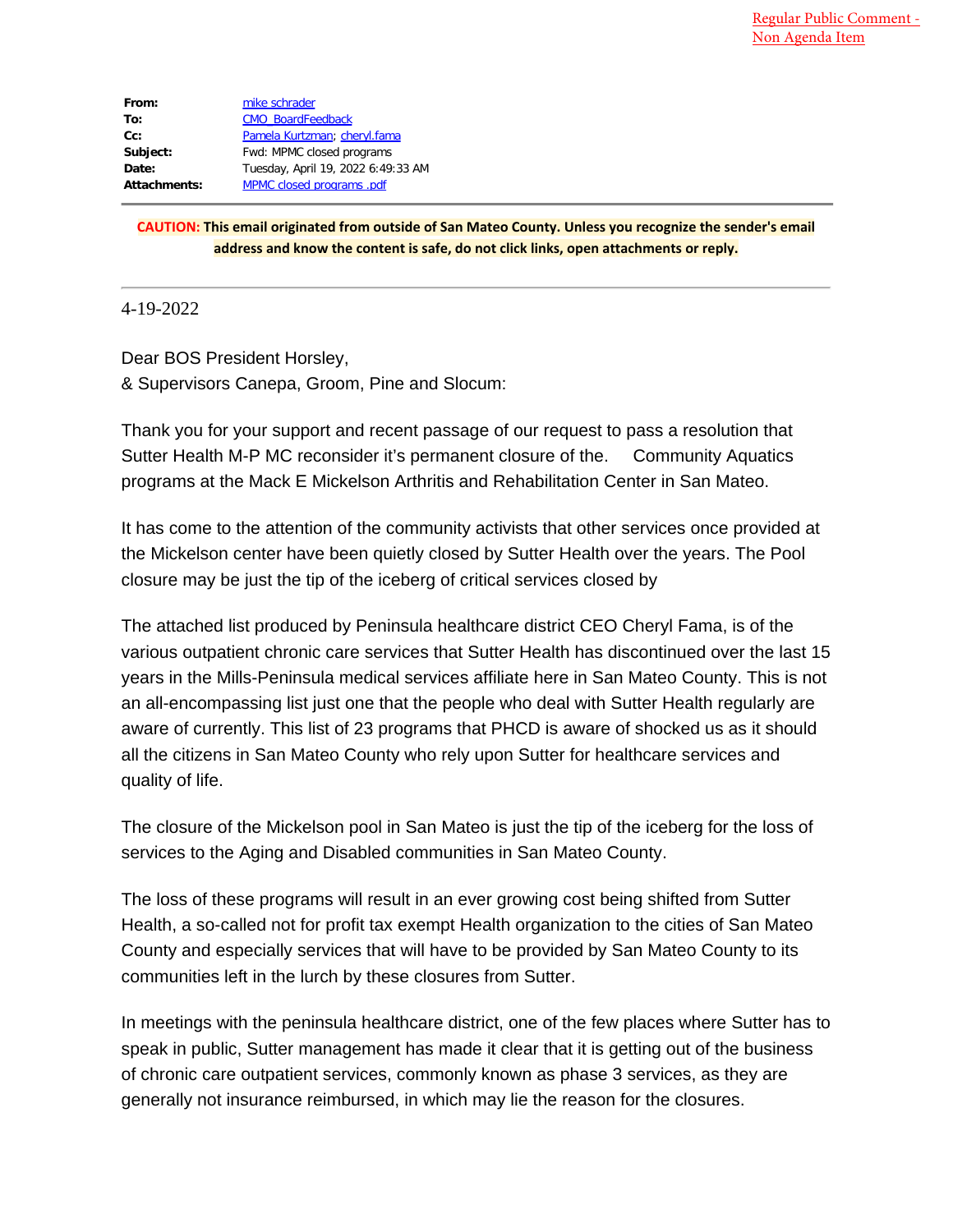Regular Public Comment - Non Agenda Item

| | |
|---|---|
| **From:** | mike schrader |
| **To:** | CMO_BoardFeedback |
| **Cc:** | Pamela Kurtzman; cheryl.fama |
| **Subject:** | Fwd: MPMC closed programs |
| **Date:** | Tuesday, April 19, 2022 6:49:33 AM |
| **Attachments:** | MPMC closed programs .pdf |

**CAUTION: This email originated from outside of San Mateo County. Unless you recognize the sender's email address and know the content is safe, do not click links, open attachments or reply.**

---

4-19-2022

Dear BOS President Horsley,
& Supervisors Canepa, Groom, Pine and Slocum:

Thank you for your support and recent passage of our request to pass a resolution that Sutter Health M-P MC reconsider it's permanent closure of the. Community Aquatics programs at the Mack E Mickelson Arthritis and Rehabilitation Center in San Mateo.

It has come to the attention of the community activists that other services once provided at the Mickelson center have been quietly closed by Sutter Health over the years. The Pool closure may be just the tip of the iceberg of critical services closed by

The attached list produced by Peninsula healthcare district CEO Cheryl Fama, is of the various outpatient chronic care services that Sutter Health has discontinued over the last 15 years in the Mills-Peninsula medical services affiliate here in San Mateo County. This is not an all-encompassing list just one that the people who deal with Sutter Health regularly are aware of currently. This list of 23 programs that PHCD is aware of shocked us as it should all the citizens in San Mateo County who rely upon Sutter for healthcare services and quality of life.

The closure of the Mickelson pool in San Mateo is just the tip of the iceberg for the loss of services to the Aging and Disabled communities in San Mateo County.

The loss of these programs will result in an ever growing cost being shifted from Sutter Health, a so-called not for profit tax exempt Health organization to the cities of San Mateo County and especially services that will have to be provided by San Mateo County to its communities left in the lurch by these closures from Sutter.

In meetings with the peninsula healthcare district, one of the few places where Sutter has to speak in public, Sutter management has made it clear that it is getting out of the business of chronic care outpatient services, commonly known as phase 3 services, as they are generally not insurance reimbursed, in which may lie the reason for the closures.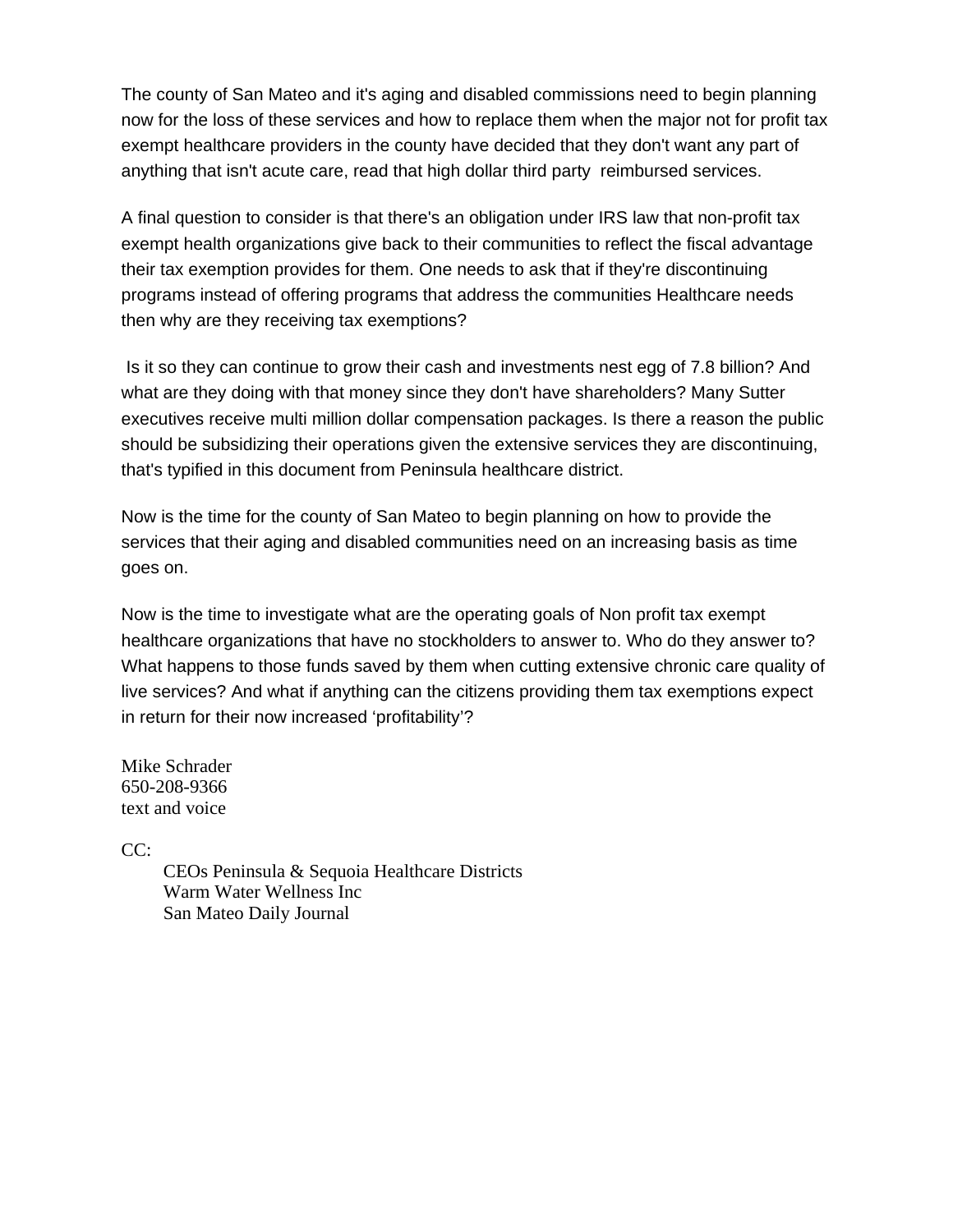The county of San Mateo and it's aging and disabled commissions need to begin planning now for the loss of these services and how to replace them when the major not for profit tax exempt healthcare providers in the county have decided that they don't want any part of anything that isn't acute care, read that high dollar third party reimbursed services.

A final question to consider is that there's an obligation under IRS law that non-profit tax exempt health organizations give back to their communities to reflect the fiscal advantage their tax exemption provides for them. One needs to ask that if they're discontinuing programs instead of offering programs that address the communities Healthcare needs then why are they receiving tax exemptions?

Is it so they can continue to grow their cash and investments nest egg of 7.8 billion? And what are they doing with that money since they don't have shareholders? Many Sutter executives receive multi million dollar compensation packages. Is there a reason the public should be subsidizing their operations given the extensive services they are discontinuing, that's typified in this document from Peninsula healthcare district.

Now is the time for the county of San Mateo to begin planning on how to provide the services that their aging and disabled communities need on an increasing basis as time goes on.

Now is the time to investigate what are the operating goals of Non profit tax exempt healthcare organizations that have no stockholders to answer to. Who do they answer to? What happens to those funds saved by them when cutting extensive chronic care quality of live services? And what if anything can the citizens providing them tax exemptions expect in return for their now increased 'profitability'?

Mike Schrader
650-208-9366
text and voice

CC:

CEOs Peninsula & Sequoia Healthcare Districts
Warm Water Wellness Inc
San Mateo Daily Journal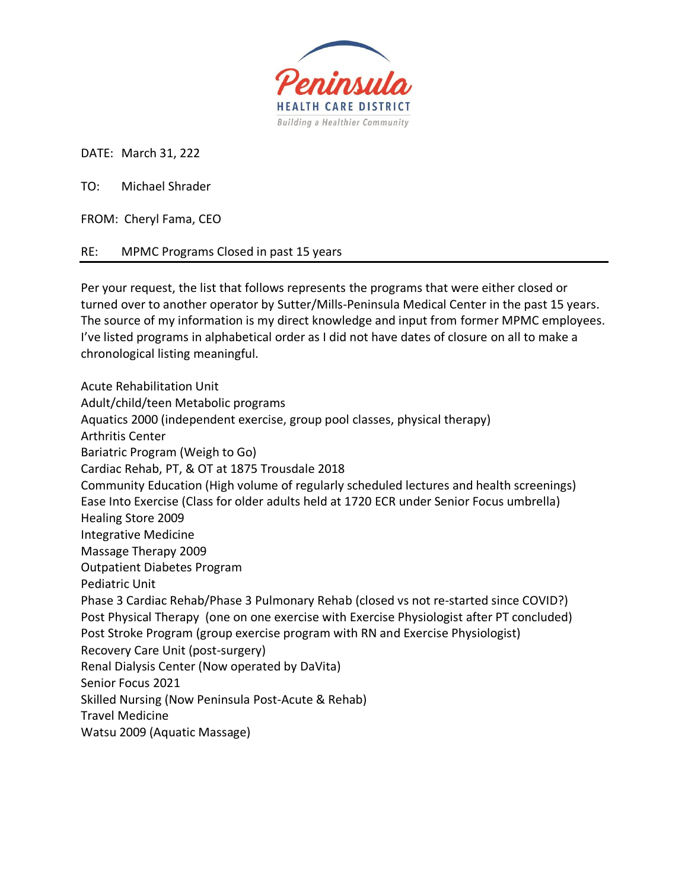Peninsula

HEALTH CARE DISTRICT

*Building a Healthier Community*

DATE: March 31, 222

TO: Michael Shrader

FROM: Cheryl Fama, CEO

RE: MPMC Programs Closed in past 15 years

---

Per your request, the list that follows represents the programs that were either closed or turned over to another operator by Sutter/Mills-Peninsula Medical Center in the past 15 years. The source of my information is my direct knowledge and input from former MPMC employees. I've listed programs in alphabetical order as I did not have dates of closure on all to make a chronological listing meaningful.

Acute Rehabilitation Unit
Adult/child/teen Metabolic programs
Aquatics 2000 (independent exercise, group pool classes, physical therapy)
Arthritis Center
Bariatric Program (Weigh to Go)
Cardiac Rehab, PT, & OT at 1875 Trousdale 2018
Community Education (High volume of regularly scheduled lectures and health screenings)
Ease Into Exercise (Class for older adults held at 1720 ECR under Senior Focus umbrella)
Healing Store 2009
Integrative Medicine
Massage Therapy 2009
Outpatient Diabetes Program
Pediatric Unit
Phase 3 Cardiac Rehab/Phase 3 Pulmonary Rehab (closed vs not re-started since COVID?)
Post Physical Therapy (one on one exercise with Exercise Physiologist after PT concluded)
Post Stroke Program (group exercise program with RN and Exercise Physiologist)
Recovery Care Unit (post-surgery)
Renal Dialysis Center (Now operated by DaVita)
Senior Focus 2021
Skilled Nursing (Now Peninsula Post-Acute & Rehab)
Travel Medicine
Watsu 2009 (Aquatic Massage)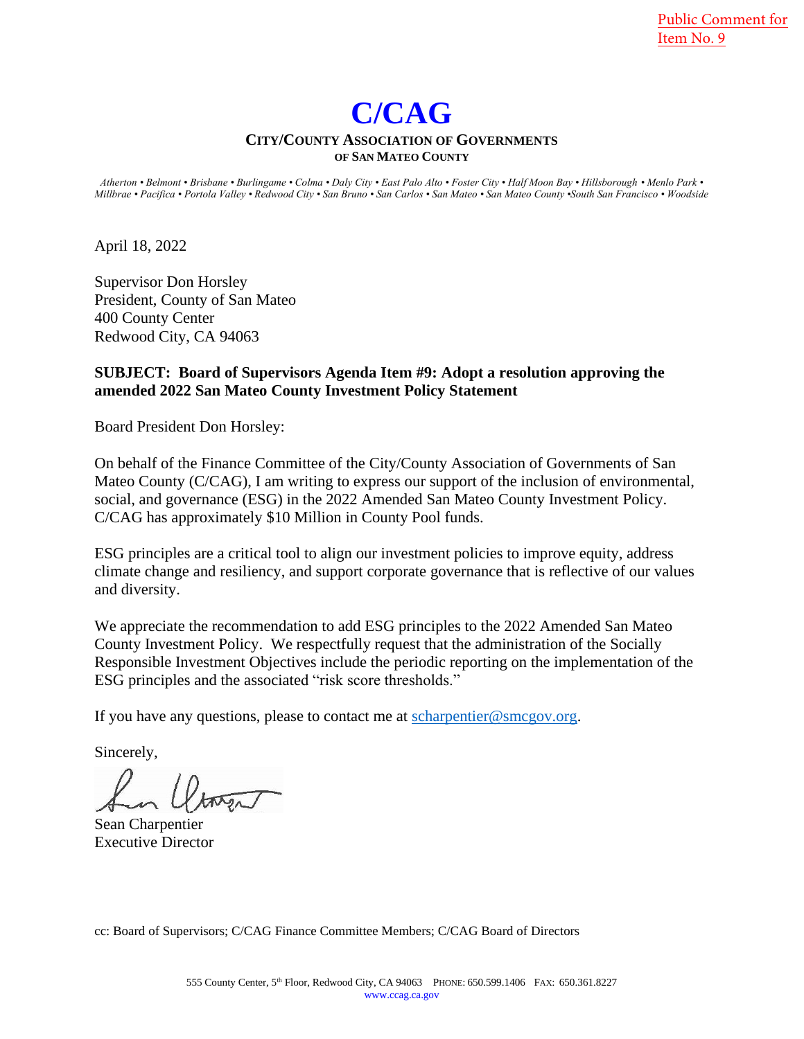Public Comment for Item No. 9

# C/CAG

**CITY/COUNTY ASSOCIATION OF GOVERNMENTS**
**OF SAN MATEO COUNTY**

*Atherton • Belmont • Brisbane • Burlingame • Colma • Daly City • East Palo Alto • Foster City • Half Moon Bay • Hillsborough • Menlo Park • Millbrae • Pacifica • Portola Valley • Redwood City • San Bruno • San Carlos • San Mateo • San Mateo County •South San Francisco • Woodside*

April 18, 2022

Supervisor Don Horsley
President, County of San Mateo
400 County Center
Redwood City, CA 94063

**SUBJECT: Board of Supervisors Agenda Item #9: Adopt a resolution approving the amended 2022 San Mateo County Investment Policy Statement**

Board President Don Horsley:

On behalf of the Finance Committee of the City/County Association of Governments of San Mateo County (C/CAG), I am writing to express our support of the inclusion of environmental, social, and governance (ESG) in the 2022 Amended San Mateo County Investment Policy. C/CAG has approximately $10 Million in County Pool funds.

ESG principles are a critical tool to align our investment policies to improve equity, address climate change and resiliency, and support corporate governance that is reflective of our values and diversity.

We appreciate the recommendation to add ESG principles to the 2022 Amended San Mateo County Investment Policy. We respectfully request that the administration of the Socially Responsible Investment Objectives include the periodic reporting on the implementation of the ESG principles and the associated "risk score thresholds."

If you have any questions, please to contact me at scharpentier@smcgov.org.

Sincerely,

Sean Charpentier
Executive Director

cc: Board of Supervisors; C/CAG Finance Committee Members; C/CAG Board of Directors

555 County Center, 5th Floor, Redwood City, CA 94063 PHONE: 650.599.1406 FAX: 650.361.8227
www.ccag.ca.gov